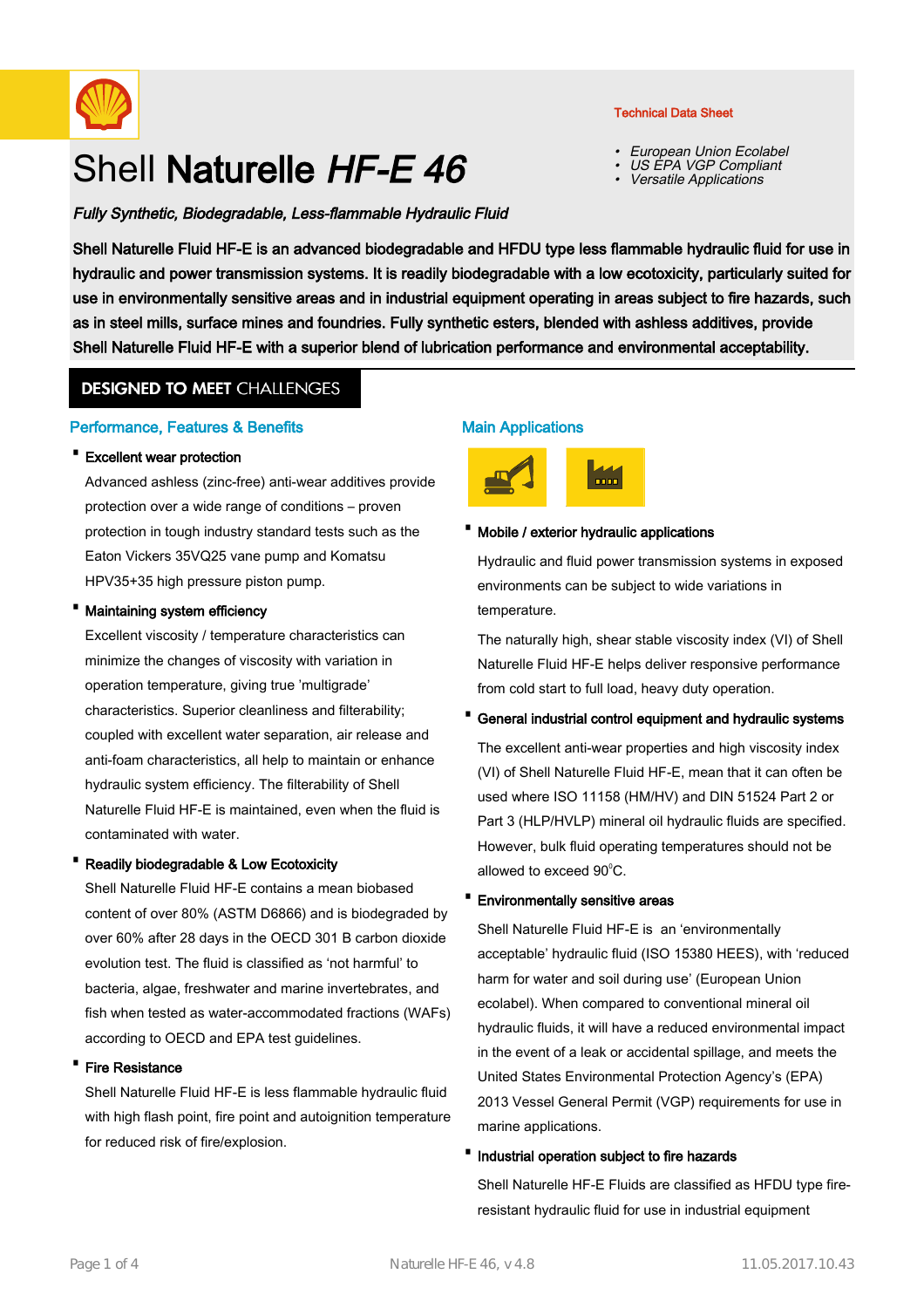Technical Data Sheet

- *European Union Ecolabel*
- *US EPA VGP Compliant*
- *Versatile Applications*

# Shell **Naturelle** ***HF-E 46***

***Fully Synthetic, Biodegradable, Less-flammable Hydraulic Fluid***

**Shell Naturelle Fluid HF-E is an advanced biodegradable and HFDU type less flammable hydraulic fluid for use in hydraulic and power transmission systems. It is readily biodegradable with a low ecotoxicity, particularly suited for use in environmentally sensitive areas and in industrial equipment operating in areas subject to fire hazards, such as in steel mills, surface mines and foundries. Fully synthetic esters, blended with ashless additives, provide Shell Naturelle Fluid HF-E with a superior blend of lubrication performance and environmental acceptability.**

## DESIGNED TO MEET CHALLENGES

### Performance, Features & Benefits

- **Excellent wear protection**

  Advanced ashless (zinc-free) anti-wear additives provide protection over a wide range of conditions – proven protection in tough industry standard tests such as the Eaton Vickers 35VQ25 vane pump and Komatsu HPV35+35 high pressure piston pump.

- **Maintaining system efficiency**

  Excellent viscosity / temperature characteristics can minimize the changes of viscosity with variation in operation temperature, giving true 'multigrade' characteristics. Superior cleanliness and filterability; coupled with excellent water separation, air release and anti-foam characteristics, all help to maintain or enhance hydraulic system efficiency. The filterability of Shell Naturelle Fluid HF-E is maintained, even when the fluid is contaminated with water.

- **Readily biodegradable & Low Ecotoxicity**

  Shell Naturelle Fluid HF-E contains a mean biobased content of over 80% (ASTM D6866) and is biodegraded by over 60% after 28 days in the OECD 301 B carbon dioxide evolution test. The fluid is classified as 'not harmful' to bacteria, algae, freshwater and marine invertebrates, and fish when tested as water-accommodated fractions (WAFs) according to OECD and EPA test guidelines.

- **Fire Resistance**

  Shell Naturelle Fluid HF-E is less flammable hydraulic fluid with high flash point, fire point and autoignition temperature for reduced risk of fire/explosion.

### Main Applications

- **Mobile / exterior hydraulic applications**

  Hydraulic and fluid power transmission systems in exposed environments can be subject to wide variations in temperature.

  The naturally high, shear stable viscosity index (VI) of Shell Naturelle Fluid HF-E helps deliver responsive performance from cold start to full load, heavy duty operation.

- **General industrial control equipment and hydraulic systems**

  The excellent anti-wear properties and high viscosity index (VI) of Shell Naturelle Fluid HF-E, mean that it can often be used where ISO 11158 (HM/HV) and DIN 51524 Part 2 or Part 3 (HLP/HVLP) mineral oil hydraulic fluids are specified. However, bulk fluid operating temperatures should not be allowed to exceed 90°C.

- **Environmentally sensitive areas**

  Shell Naturelle Fluid HF-E is an 'environmentally acceptable' hydraulic fluid (ISO 15380 HEES), with 'reduced harm for water and soil during use' (European Union ecolabel). When compared to conventional mineral oil hydraulic fluids, it will have a reduced environmental impact in the event of a leak or accidental spillage, and meets the United States Environmental Protection Agency's (EPA) 2013 Vessel General Permit (VGP) requirements for use in marine applications.

- **Industrial operation subject to fire hazards**

  Shell Naturelle HF-E Fluids are classified as HFDU type fire-resistant hydraulic fluid for use in industrial equipment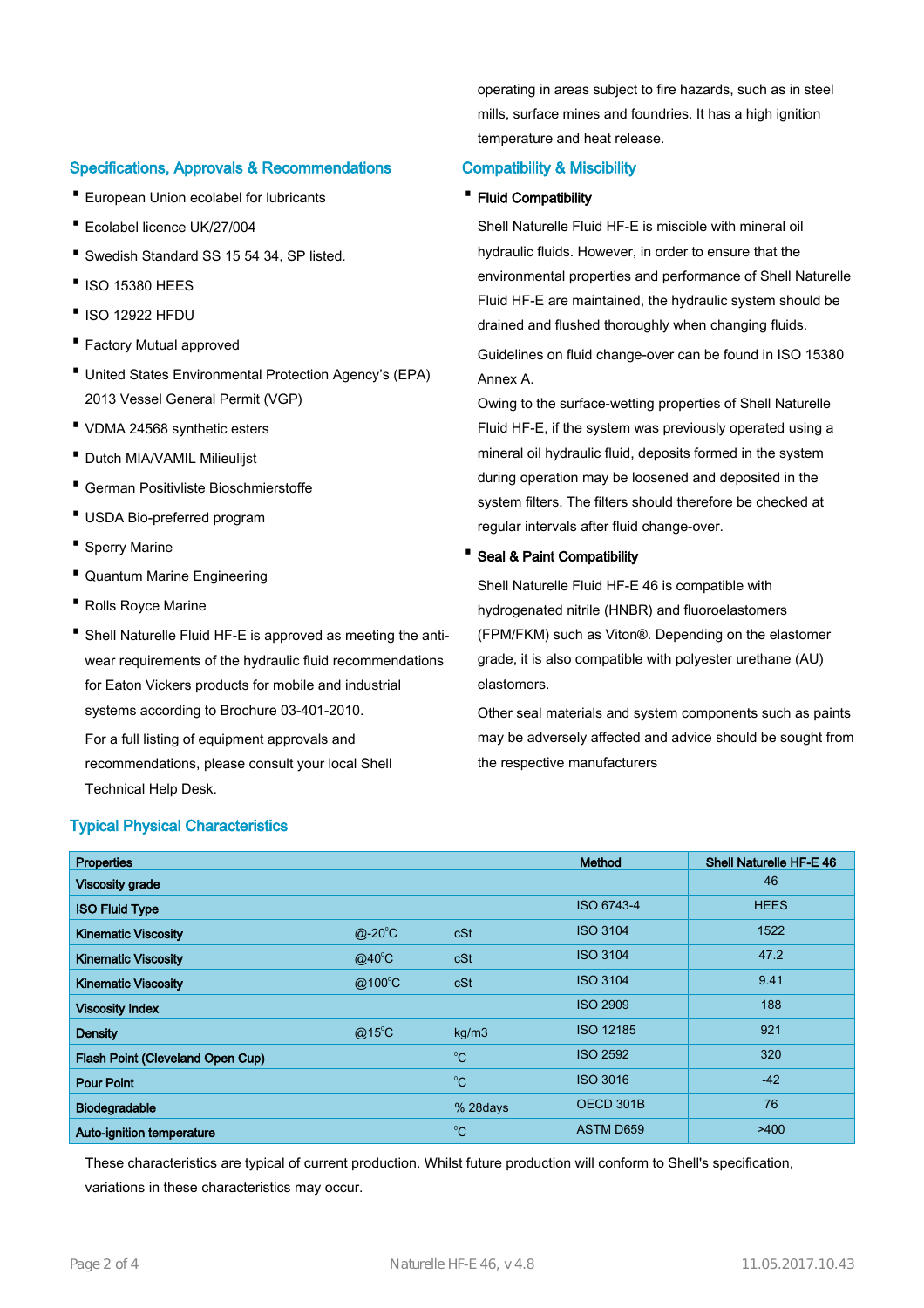operating in areas subject to fire hazards, such as in steel mills, surface mines and foundries. It has a high ignition temperature and heat release.

## Specifications, Approvals & Recommendations

- European Union ecolabel for lubricants
- Ecolabel licence UK/27/004
- Swedish Standard SS 15 54 34, SP listed.
- ISO 15380 HEES
- ISO 12922 HFDU
- Factory Mutual approved
- United States Environmental Protection Agency's (EPA) 2013 Vessel General Permit (VGP)
- VDMA 24568 synthetic esters
- Dutch MIA/VAMIL Milieulijst
- German Positivliste Bioschmierstoffe
- USDA Bio-preferred program
- Sperry Marine
- Quantum Marine Engineering
- Rolls Royce Marine
- Shell Naturelle Fluid HF-E is approved as meeting the anti-wear requirements of the hydraulic fluid recommendations for Eaton Vickers products for mobile and industrial systems according to Brochure 03-401-2010.

  For a full listing of equipment approvals and recommendations, please consult your local Shell Technical Help Desk.

## Compatibility & Miscibility

- **Fluid Compatibility**

  Shell Naturelle Fluid HF-E is miscible with mineral oil hydraulic fluids. However, in order to ensure that the environmental properties and performance of Shell Naturelle Fluid HF-E are maintained, the hydraulic system should be drained and flushed thoroughly when changing fluids.

  Guidelines on fluid change-over can be found in ISO 15380 Annex A.

  Owing to the surface-wetting properties of Shell Naturelle Fluid HF-E, if the system was previously operated using a mineral oil hydraulic fluid, deposits formed in the system during operation may be loosened and deposited in the system filters. The filters should therefore be checked at regular intervals after fluid change-over.

- **Seal & Paint Compatibility**

  Shell Naturelle Fluid HF-E 46 is compatible with hydrogenated nitrile (HNBR) and fluoroelastomers (FPM/FKM) such as Viton®. Depending on the elastomer grade, it is also compatible with polyester urethane (AU) elastomers.

  Other seal materials and system components such as paints may be adversely affected and advice should be sought from the respective manufacturers

## Typical Physical Characteristics

| Properties | | | Method | Shell Naturelle HF-E 46 |
|---|---|---|---|---|
| Viscosity grade | | | | 46 |
| ISO Fluid Type | | | ISO 6743-4 | HEES |
| Kinematic Viscosity | @-20°C | cSt | ISO 3104 | 1522 |
| Kinematic Viscosity | @40°C | cSt | ISO 3104 | 47.2 |
| Kinematic Viscosity | @100°C | cSt | ISO 3104 | 9.41 |
| Viscosity Index | | | ISO 2909 | 188 |
| Density | @15°C | kg/m3 | ISO 12185 | 921 |
| Flash Point (Cleveland Open Cup) | | °C | ISO 2592 | 320 |
| Pour Point | | °C | ISO 3016 | -42 |
| Biodegradable | | % 28days | OECD 301B | 76 |
| Auto-ignition temperature | | °C | ASTM D659 | >400 |

These characteristics are typical of current production. Whilst future production will conform to Shell's specification, variations in these characteristics may occur.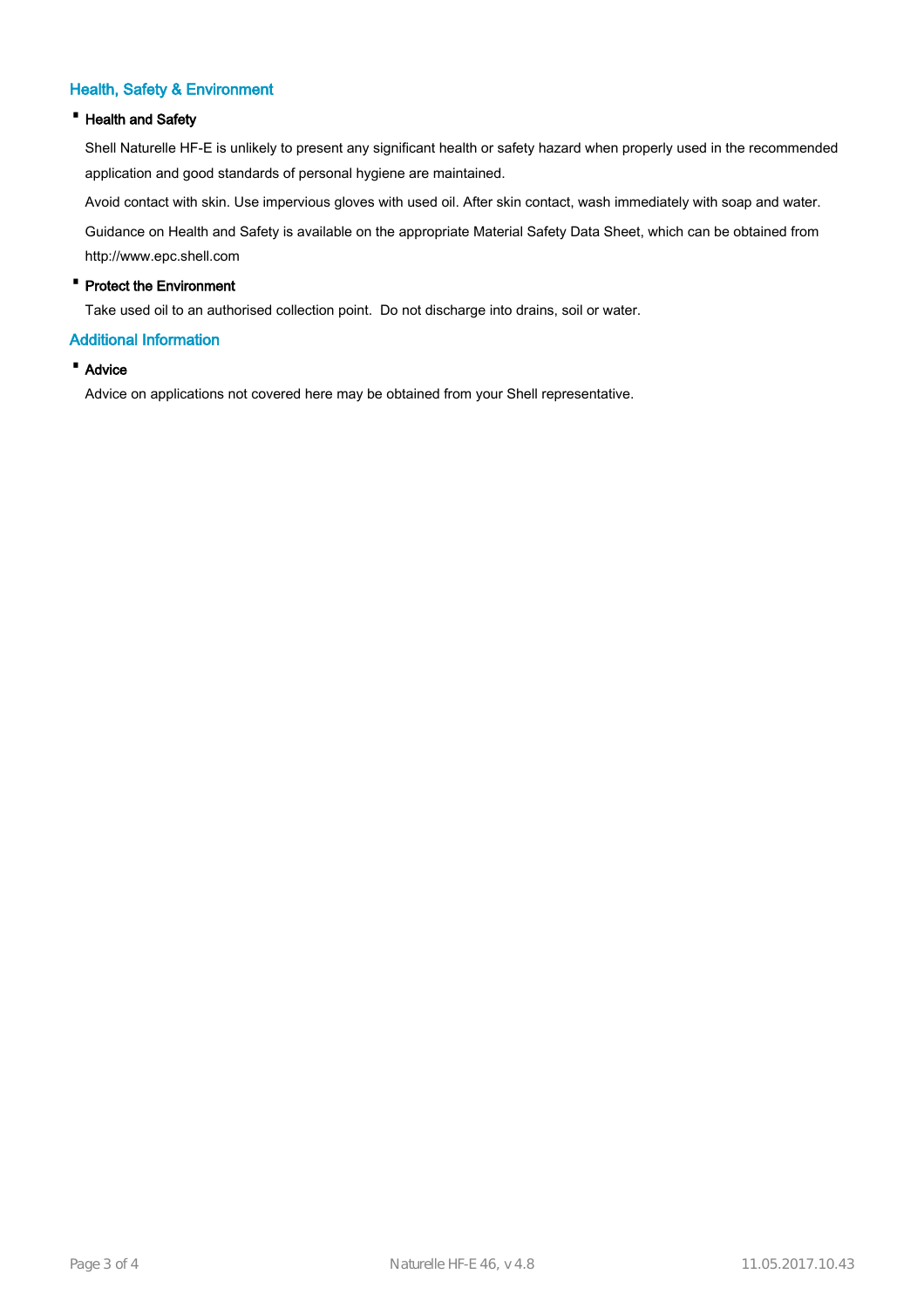## Health, Safety & Environment

- **Health and Safety**

  Shell Naturelle HF-E is unlikely to present any significant health or safety hazard when properly used in the recommended application and good standards of personal hygiene are maintained.

  Avoid contact with skin. Use impervious gloves with used oil. After skin contact, wash immediately with soap and water.

  Guidance on Health and Safety is available on the appropriate Material Safety Data Sheet, which can be obtained from http://www.epc.shell.com

- **Protect the Environment**

  Take used oil to an authorised collection point. Do not discharge into drains, soil or water.

## Additional Information

- **Advice**

  Advice on applications not covered here may be obtained from your Shell representative.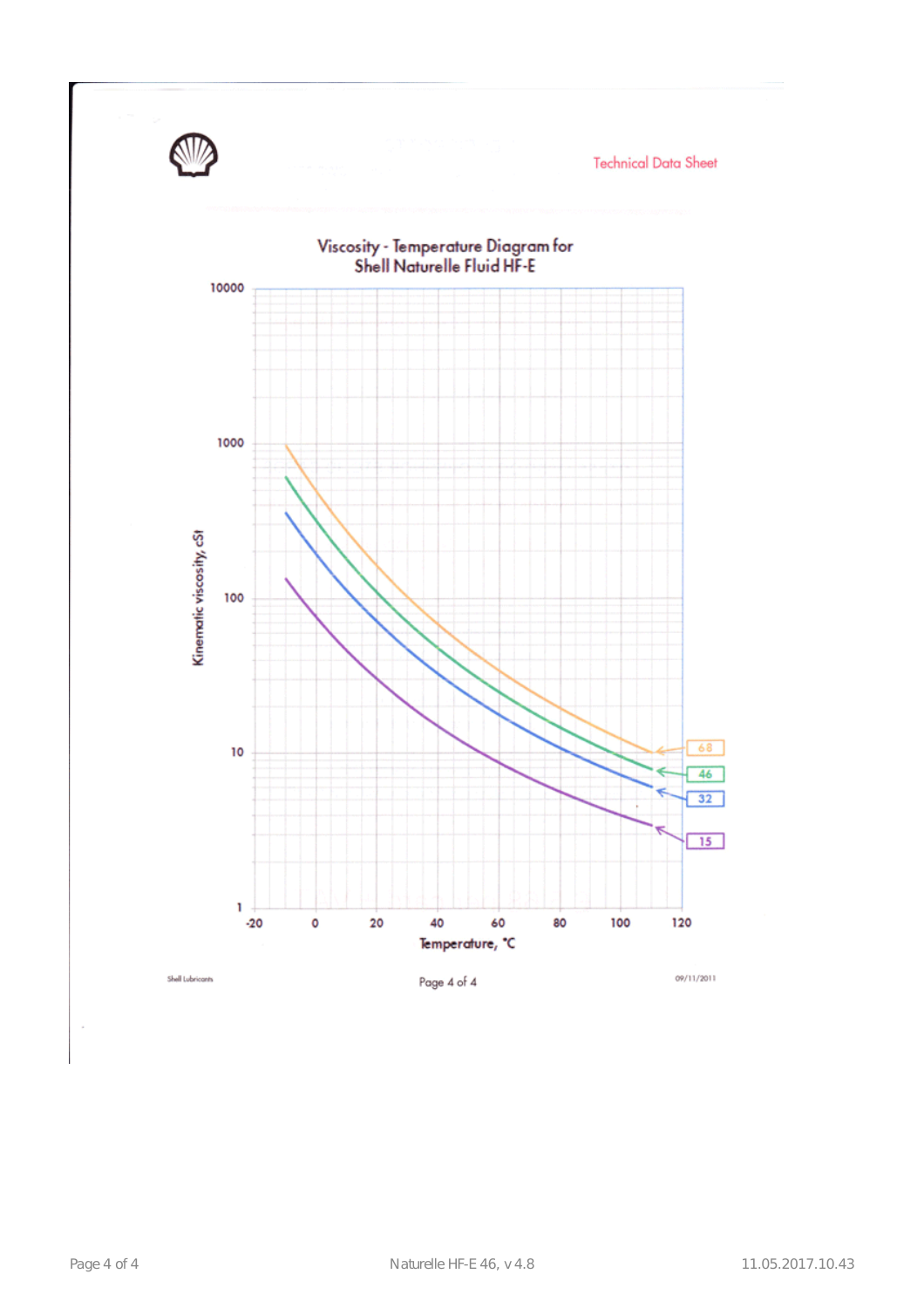Technical Data Sheet

## Viscosity - Temperature Diagram for Shell Naturelle Fluid HF-E

Kinematic viscosity, cSt

10000

1000

100

10

1

-20 0 20 40 60 80 100 120

Temperature, °C

68

46

32

15

Shell Lubricants

09/11/2011